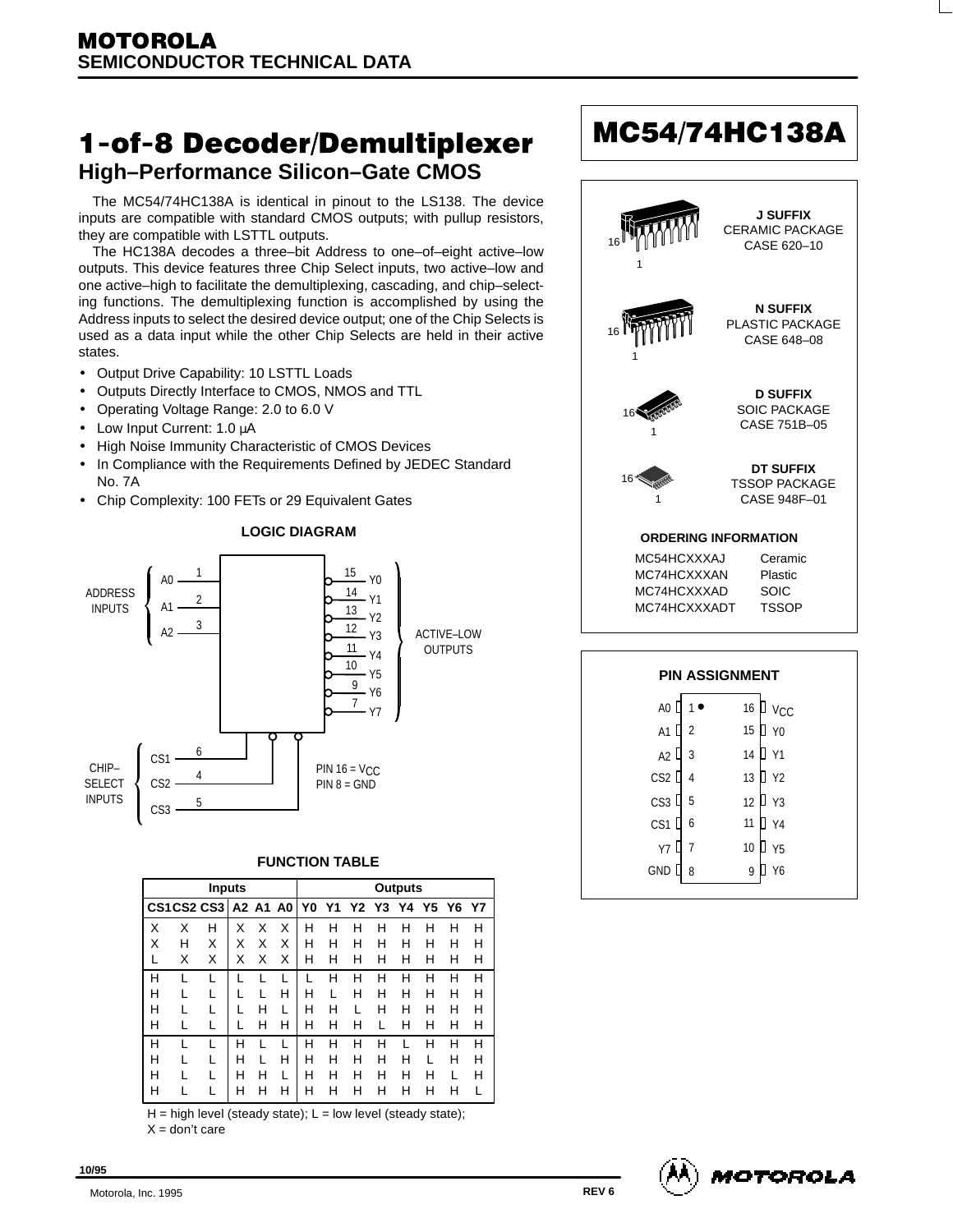**MOTOROLA**
**SEMICONDUCTOR TECHNICAL DATA**

# 1-of-8 Decoder/Demultiplexer

## High–Performance Silicon–Gate CMOS

# MC54/74HC138A

The MC54/74HC138A is identical in pinout to the LS138. The device inputs are compatible with standard CMOS outputs; with pullup resistors, they are compatible with LSTTL outputs.

The HC138A decodes a three–bit Address to one–of–eight active–low outputs. This device features three Chip Select inputs, two active–low and one active–high to facilitate the demultiplexing, cascading, and chip–selecting functions. The demultiplexing function is accomplished by using the Address inputs to select the desired device output; one of the Chip Selects is used as a data input while the other Chip Selects are held in their active states.

- Output Drive Capability: 10 LSTTL Loads
- Outputs Directly Interface to CMOS, NMOS and TTL
- Operating Voltage Range: 2.0 to 6.0 V
- Low Input Current: 1.0 μA
- High Noise Immunity Characteristic of CMOS Devices
- In Compliance with the Requirements Defined by JEDEC Standard No. 7A
- Chip Complexity: 100 FETs or 29 Equivalent Gates

**J SUFFIX**
CERAMIC PACKAGE
CASE 620–10

**N SUFFIX**
PLASTIC PACKAGE
CASE 648–08

**D SUFFIX**
SOIC PACKAGE
CASE 751B–05

**DT SUFFIX**
TSSOP PACKAGE
CASE 948F–01

**ORDERING INFORMATION**

| | |
|---|---|
| MC54HCXXXAJ | Ceramic |
| MC74HCXXXAN | Plastic |
| MC74HCXXXAD | SOIC |
| MC74HCXXXADT | TSSOP |

### LOGIC DIAGRAM

ADDRESS INPUTS: A0 (1), A1 (2), A2 (3)

ACTIVE–LOW OUTPUTS: Y0 (15), Y1 (14), Y2 (13), Y3 (12), Y4 (11), Y5 (10), Y6 (9), Y7 (7)

CHIP–SELECT INPUTS: CS1 (6), CS2 (4), CS3 (5)

PIN 16 = $V_{CC}$
PIN 8 = GND

### PIN ASSIGNMENT

| Pin | Name | Pin | Name |
|---|---|---|---|
| 1 | A0 | 16 | $V_{CC}$ |
| 2 | A1 | 15 | Y0 |
| 3 | A2 | 14 | Y1 |
| 4 | CS2 | 13 | Y2 |
| 5 | CS3 | 12 | Y3 |
| 6 | CS1 | 11 | Y4 |
| 7 | Y7 | 10 | Y5 |
| 8 | GND | 9 | Y6 |

### FUNCTION TABLE

| Inputs | | | | | | Outputs | | | | | | | |
|---|---|---|---|---|---|---|---|---|---|---|---|---|---|
| CS1 | CS2 | CS3 | A2 | A1 | A0 | Y0 | Y1 | Y2 | Y3 | Y4 | Y5 | Y6 | Y7 |
| X | X | H | X | X | X | H | H | H | H | H | H | H | H |
| X | H | X | X | X | X | H | H | H | H | H | H | H | H |
| L | X | X | X | X | X | H | H | H | H | H | H | H | H |
| H | L | L | L | L | L | L | H | H | H | H | H | H | H |
| H | L | L | L | L | H | H | L | H | H | H | H | H | H |
| H | L | L | L | H | L | H | H | L | H | H | H | H | H |
| H | L | L | L | H | H | H | H | H | L | H | H | H | H |
| H | L | L | H | L | L | H | H | H | H | L | H | H | H |
| H | L | L | H | L | H | H | H | H | H | H | L | H | H |
| H | L | L | H | H | L | H | H | H | H | H | H | L | H |
| H | L | L | H | H | H | H | H | H | H | H | H | H | L |

H = high level (steady state); L = low level (steady state);
X = don't care

10/95

Motorola, Inc. 1995

REV 6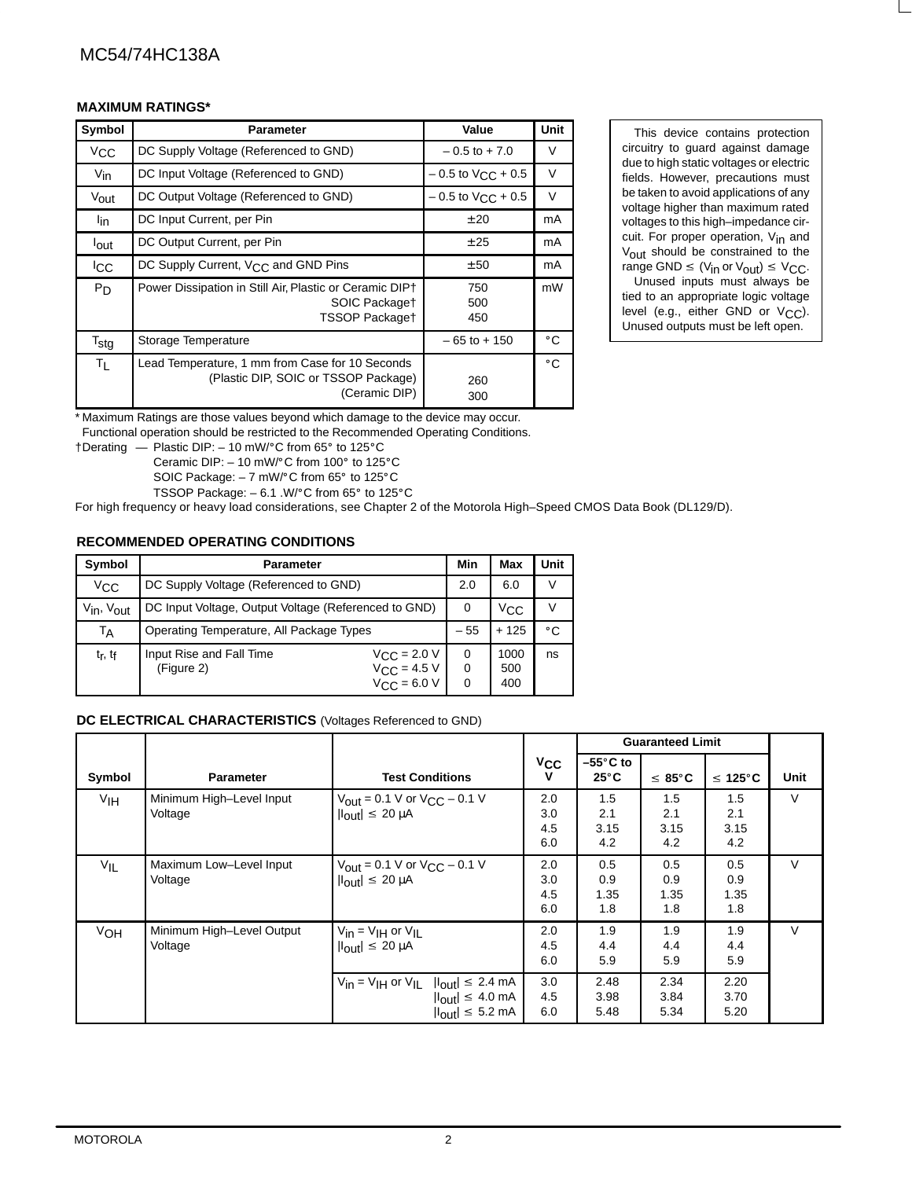## MAXIMUM RATINGS*

| Symbol | Parameter | Value | Unit |
|---|---|---|---|
| $V_{CC}$ | DC Supply Voltage (Referenced to GND) | – 0.5 to + 7.0 | V |
| $V_{in}$ | DC Input Voltage (Referenced to GND) | – 0.5 to $V_{CC}$ + 0.5 | V |
| $V_{out}$ | DC Output Voltage (Referenced to GND) | – 0.5 to $V_{CC}$ + 0.5 | V |
| $I_{in}$ | DC Input Current, per Pin | ±20 | mA |
| $I_{out}$ | DC Output Current, per Pin | ±25 | mA |
| $I_{CC}$ | DC Supply Current, $V_{CC}$ and GND Pins | ±50 | mA |
| $P_D$ | Power Dissipation in Still Air, Plastic or Ceramic DIP† <br> SOIC Package† <br> TSSOP Package† | 750 <br> 500 <br> 450 | mW |
| $T_{stg}$ | Storage Temperature | – 65 to + 150 | °C |
| $T_L$ | Lead Temperature, 1 mm from Case for 10 Seconds <br> (Plastic DIP, SOIC or TSSOP Package) <br> (Ceramic DIP) | <br> 260 <br> 300 | °C |

\* Maximum Ratings are those values beyond which damage to the device may occur.
Functional operation should be restricted to the Recommended Operating Conditions.

†Derating — Plastic DIP: – 10 mW/°C from 65° to 125°C
Ceramic DIP: – 10 mW/°C from 100° to 125°C
SOIC Package: – 7 mW/°C from 65° to 125°C
TSSOP Package: – 6.1 .W/°C from 65° to 125°C

For high frequency or heavy load considerations, see Chapter 2 of the Motorola High–Speed CMOS Data Book (DL129/D).

This device contains protection circuitry to guard against damage due to high static voltages or electric fields. However, precautions must be taken to avoid applications of any voltage higher than maximum rated voltages to this high–impedance circuit. For proper operation, $V_{in}$ and $V_{out}$ should be constrained to the range GND ≤ ($V_{in}$ or $V_{out}$) ≤ $V_{CC}$.

Unused inputs must always be tied to an appropriate logic voltage level (e.g., either GND or $V_{CC}$). Unused outputs must be left open.

## RECOMMENDED OPERATING CONDITIONS

| Symbol | Parameter | Min | Max | Unit |
|---|---|---|---|---|
| $V_{CC}$ | DC Supply Voltage (Referenced to GND) | 2.0 | 6.0 | V |
| $V_{in}$, $V_{out}$ | DC Input Voltage, Output Voltage (Referenced to GND) | 0 | $V_{CC}$ | V |
| $T_A$ | Operating Temperature, All Package Types | – 55 | + 125 | °C |
| $t_r$, $t_f$ | Input Rise and Fall Time (Figure 2) $V_{CC}$ = 2.0 V <br> $V_{CC}$ = 4.5 V <br> $V_{CC}$ = 6.0 V | 0 <br> 0 <br> 0 | 1000 <br> 500 <br> 400 | ns |

## DC ELECTRICAL CHARACTERISTICS (Voltages Referenced to GND)

| Symbol | Parameter | Test Conditions | $V_{CC}$ V | Guaranteed Limit –55°C to 25°C | Guaranteed Limit ≤ 85°C | Guaranteed Limit ≤ 125°C | Unit |
|---|---|---|---|---|---|---|---|
| $V_{IH}$ | Minimum High–Level Input Voltage | $V_{out}$ = 0.1 V or $V_{CC}$ – 0.1 V <br> $\|I_{out}\|$ ≤ 20 μA | 2.0 <br> 3.0 <br> 4.5 <br> 6.0 | 1.5 <br> 2.1 <br> 3.15 <br> 4.2 | 1.5 <br> 2.1 <br> 3.15 <br> 4.2 | 1.5 <br> 2.1 <br> 3.15 <br> 4.2 | V |
| $V_{IL}$ | Maximum Low–Level Input Voltage | $V_{out}$ = 0.1 V or $V_{CC}$ – 0.1 V <br> $\|I_{out}\|$ ≤ 20 μA | 2.0 <br> 3.0 <br> 4.5 <br> 6.0 | 0.5 <br> 0.9 <br> 1.35 <br> 1.8 | 0.5 <br> 0.9 <br> 1.35 <br> 1.8 | 0.5 <br> 0.9 <br> 1.35 <br> 1.8 | V |
| $V_{OH}$ | Minimum High–Level Output Voltage | $V_{in}$ = $V_{IH}$ or $V_{IL}$ <br> $\|I_{out}\|$ ≤ 20 μA | 2.0 <br> 4.5 <br> 6.0 | 1.9 <br> 4.4 <br> 5.9 | 1.9 <br> 4.4 <br> 5.9 | 1.9 <br> 4.4 <br> 5.9 | V |
| | | $V_{in}$ = $V_{IH}$ or $V_{IL}$ $\|I_{out}\|$ ≤ 2.4 mA <br> $\|I_{out}\|$ ≤ 4.0 mA <br> $\|I_{out}\|$ ≤ 5.2 mA | 3.0 <br> 4.5 <br> 6.0 | 2.48 <br> 3.98 <br> 5.48 | 2.34 <br> 3.84 <br> 5.34 | 2.20 <br> 3.70 <br> 5.20 | |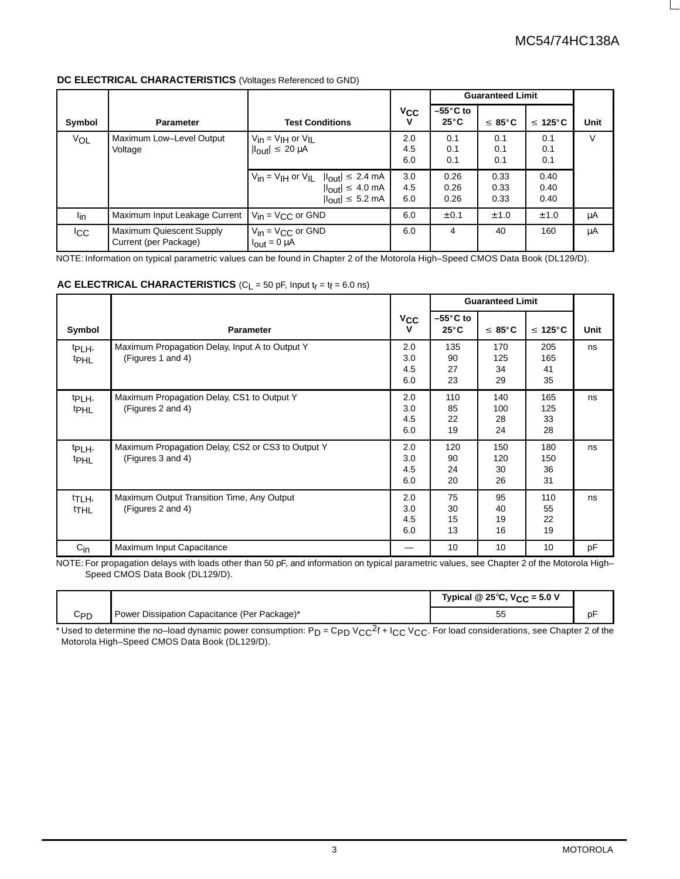**DC ELECTRICAL CHARACTERISTICS** (Voltages Referenced to GND)

| Symbol | Parameter | Test Conditions | $V_{CC}$ V | Guaranteed Limit –55°C to 25°C | ≤ 85°C | ≤ 125°C | Unit |
|---|---|---|---|---|---|---|---|
| $V_{OL}$ | Maximum Low–Level Output Voltage | $V_{in} = V_{IH}$ or $V_{IL}$ $\lvert I_{out} \rvert \leq 20\ \mu A$ | 2.0<br>4.5<br>6.0 | 0.1<br>0.1<br>0.1 | 0.1<br>0.1<br>0.1 | 0.1<br>0.1<br>0.1 | V |
| | | $V_{in} = V_{IH}$ or $V_{IL}$ $\lvert I_{out} \rvert \leq 2.4$ mA<br>$\lvert I_{out} \rvert \leq 4.0$ mA<br>$\lvert I_{out} \rvert \leq 5.2$ mA | 3.0<br>4.5<br>6.0 | 0.26<br>0.26<br>0.26 | 0.33<br>0.33<br>0.33 | 0.40<br>0.40<br>0.40 | |
| $I_{in}$ | Maximum Input Leakage Current | $V_{in} = V_{CC}$ or GND | 6.0 | ±0.1 | ±1.0 | ±1.0 | μA |
| $I_{CC}$ | Maximum Quiescent Supply Current (per Package) | $V_{in} = V_{CC}$ or GND $I_{out} = 0\ \mu A$ | 6.0 | 4 | 40 | 160 | μA |

NOTE: Information on typical parametric values can be found in Chapter 2 of the Motorola High–Speed CMOS Data Book (DL129/D).

**AC ELECTRICAL CHARACTERISTICS** ($C_L$ = 50 pF, Input $t_r = t_f$ = 6.0 ns)

| Symbol | Parameter | $V_{CC}$ V | Guaranteed Limit –55°C to 25°C | ≤ 85°C | ≤ 125°C | Unit |
|---|---|---|---|---|---|---|
| $t_{PLH}$, $t_{PHL}$ | Maximum Propagation Delay, Input A to Output Y (Figures 1 and 4) | 2.0<br>3.0<br>4.5<br>6.0 | 135<br>90<br>27<br>23 | 170<br>125<br>34<br>29 | 205<br>165<br>41<br>35 | ns |
| $t_{PLH}$, $t_{PHL}$ | Maximum Propagation Delay, CS1 to Output Y (Figures 2 and 4) | 2.0<br>3.0<br>4.5<br>6.0 | 110<br>85<br>22<br>19 | 140<br>100<br>28<br>24 | 165<br>125<br>33<br>28 | ns |
| $t_{PLH}$, $t_{PHL}$ | Maximum Propagation Delay, CS2 or CS3 to Output Y (Figures 3 and 4) | 2.0<br>3.0<br>4.5<br>6.0 | 120<br>90<br>24<br>20 | 150<br>120<br>30<br>26 | 180<br>150<br>36<br>31 | ns |
| $t_{TLH}$, $t_{THL}$ | Maximum Output Transition Time, Any Output (Figures 2 and 4) | 2.0<br>3.0<br>4.5<br>6.0 | 75<br>30<br>15<br>13 | 95<br>40<br>19<br>16 | 110<br>55<br>22<br>19 | ns |
| $C_{in}$ | Maximum Input Capacitance | — | 10 | 10 | 10 | pF |

NOTE: For propagation delays with loads other than 50 pF, and information on typical parametric values, see Chapter 2 of the Motorola High–Speed CMOS Data Book (DL129/D).

| | | Typical @ 25°C, $V_{CC}$ = 5.0 V | |
|---|---|---|---|
| $C_{PD}$ | Power Dissipation Capacitance (Per Package)* | 55 | pF |

* Used to determine the no–load dynamic power consumption: $P_D = C_{PD} V_{CC}^2 f + I_{CC} V_{CC}$. For load considerations, see Chapter 2 of the Motorola High–Speed CMOS Data Book (DL129/D).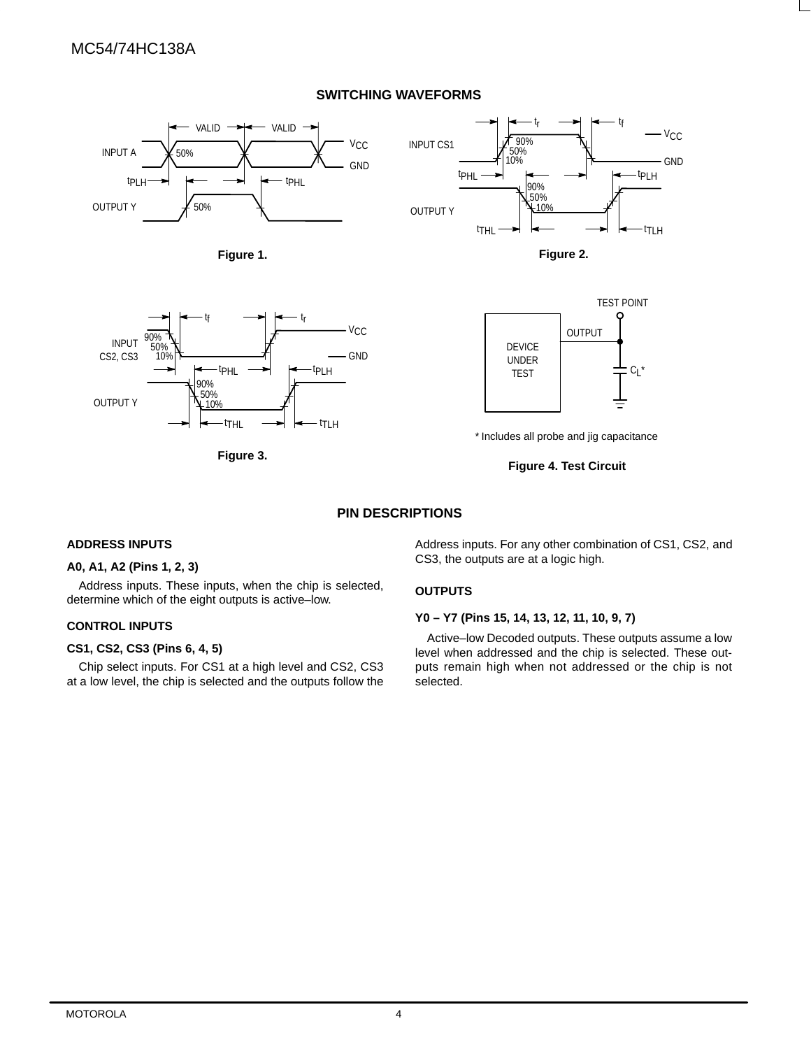## SWITCHING WAVEFORMS

Figure 1.

Figure 2.

Figure 3.

\* Includes all probe and jig capacitance

Figure 4. Test Circuit

## PIN DESCRIPTIONS

### ADDRESS INPUTS

**A0, A1, A2 (Pins 1, 2, 3)**

Address inputs. These inputs, when the chip is selected, determine which of the eight outputs is active–low.

### CONTROL INPUTS

**CS1, CS2, CS3 (Pins 6, 4, 5)**

Chip select inputs. For CS1 at a high level and CS2, CS3 at a low level, the chip is selected and the outputs follow the Address inputs. For any other combination of CS1, CS2, and CS3, the outputs are at a logic high.

### OUTPUTS

**Y0 – Y7 (Pins 15, 14, 13, 12, 11, 10, 9, 7)**

Active–low Decoded outputs. These outputs assume a low level when addressed and the chip is selected. These outputs remain high when not addressed or the chip is not selected.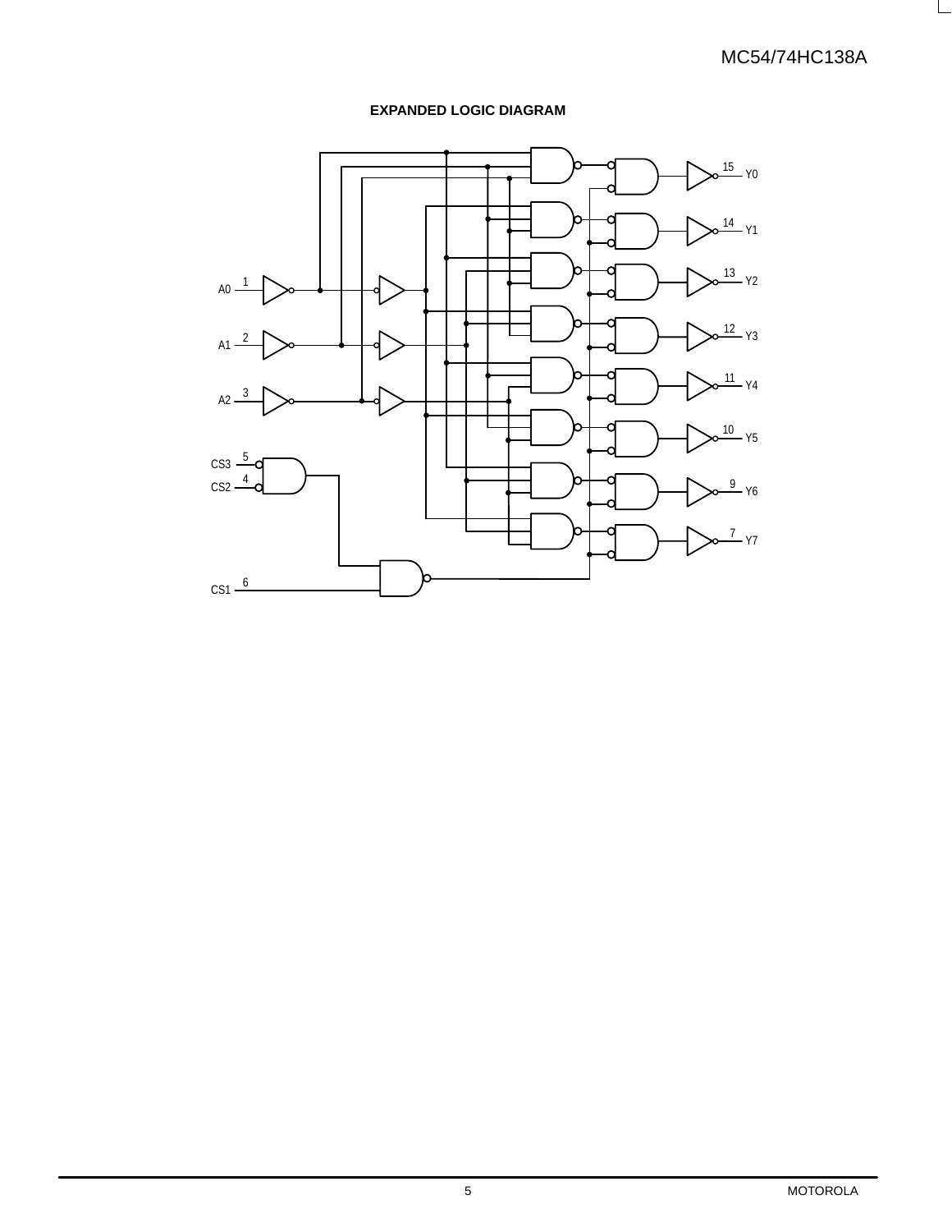**EXPANDED LOGIC DIAGRAM**

A0 (1), A1 (2), A2 (3), CS3 (5), CS2 (4), CS1 (6)

Y0 (15), Y1 (14), Y2 (13), Y3 (12), Y4 (11), Y5 (10), Y6 (9), Y7 (7)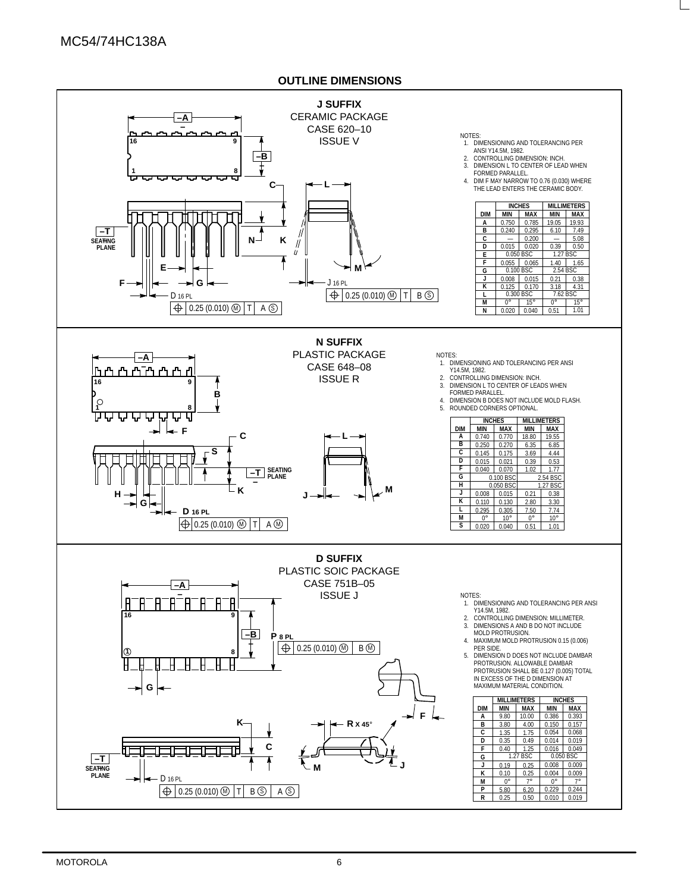## OUTLINE DIMENSIONS

### J SUFFIX
CERAMIC PACKAGE
CASE 620–10
ISSUE V

NOTES:
1. DIMENSIONING AND TOLERANCING PER ANSI Y14.5M, 1982.
2. CONTROLLING DIMENSION: INCH.
3. DIMENSION L TO CENTER OF LEAD WHEN FORMED PARALLEL.
4. DIM F MAY NARROW TO 0.76 (0.030) WHERE THE LEAD ENTERS THE CERAMIC BODY.

| DIM | INCHES MIN | INCHES MAX | MILLIMETERS MIN | MILLIMETERS MAX |
|---|---|---|---|---|
| A | 0.750 | 0.785 | 19.05 | 19.93 |
| B | 0.240 | 0.295 | 6.10 | 7.49 |
| C | — | 0.200 | — | 5.08 |
| D | 0.015 | 0.020 | 0.39 | 0.50 |
| E | 0.050 BSC | | 1.27 BSC | |
| F | 0.055 | 0.065 | 1.40 | 1.65 |
| G | 0.100 BSC | | 2.54 BSC | |
| J | 0.008 | 0.015 | 0.21 | 0.38 |
| K | 0.125 | 0.170 | 3.18 | 4.31 |
| L | 0.300 BSC | | 7.62 BSC | |
| M | 0° | 15° | 0° | 15° |
| N | 0.020 | 0.040 | 0.51 | 1.01 |

### N SUFFIX
PLASTIC PACKAGE
CASE 648–08
ISSUE R

NOTES:
1. DIMENSIONING AND TOLERANCING PER ANSI Y14.5M, 1982.
2. CONTROLLING DIMENSION: INCH.
3. DIMENSION L TO CENTER OF LEADS WHEN FORMED PARALLEL.
4. DIMENSION B DOES NOT INCLUDE MOLD FLASH.
5. ROUNDED CORNERS OPTIONAL.

| DIM | INCHES MIN | INCHES MAX | MILLIMETERS MIN | MILLIMETERS MAX |
|---|---|---|---|---|
| A | 0.740 | 0.770 | 18.80 | 19.55 |
| B | 0.250 | 0.270 | 6.35 | 6.85 |
| C | 0.145 | 0.175 | 3.69 | 4.44 |
| D | 0.015 | 0.021 | 0.39 | 0.53 |
| F | 0.040 | 0.070 | 1.02 | 1.77 |
| G | 0.100 BSC | | 2.54 BSC | |
| H | 0.050 BSC | | 1.27 BSC | |
| J | 0.008 | 0.015 | 0.21 | 0.38 |
| K | 0.110 | 0.130 | 2.80 | 3.30 |
| L | 0.295 | 0.305 | 7.50 | 7.74 |
| M | 0° | 10° | 0° | 10° |
| S | 0.020 | 0.040 | 0.51 | 1.01 |

### D SUFFIX
PLASTIC SOIC PACKAGE
CASE 751B–05
ISSUE J

NOTES:
1. DIMENSIONING AND TOLERANCING PER ANSI Y14.5M, 1982.
2. CONTROLLING DIMENSION: MILLIMETER.
3. DIMENSIONS A AND B DO NOT INCLUDE MOLD PROTRUSION.
4. MAXIMUM MOLD PROTRUSION 0.15 (0.006) PER SIDE.
5. DIMENSION D DOES NOT INCLUDE DAMBAR PROTRUSION. ALLOWABLE DAMBAR PROTRUSION SHALL BE 0.127 (0.005) TOTAL IN EXCESS OF THE D DIMENSION AT MAXIMUM MATERIAL CONDITION.

| DIM | MILLIMETERS MIN | MILLIMETERS MAX | INCHES MIN | INCHES MAX |
|---|---|---|---|---|
| A | 9.80 | 10.00 | 0.386 | 0.393 |
| B | 3.80 | 4.00 | 0.150 | 0.157 |
| C | 1.35 | 1.75 | 0.054 | 0.068 |
| D | 0.35 | 0.49 | 0.014 | 0.019 |
| F | 0.40 | 1.25 | 0.016 | 0.049 |
| G | 1.27 BSC | | 0.050 BSC | |
| J | 0.19 | 0.25 | 0.008 | 0.009 |
| K | 0.10 | 0.25 | 0.004 | 0.009 |
| M | 0° | 7° | 0° | 7° |
| P | 5.80 | 6.20 | 0.229 | 0.244 |
| R | 0.25 | 0.50 | 0.010 | 0.019 |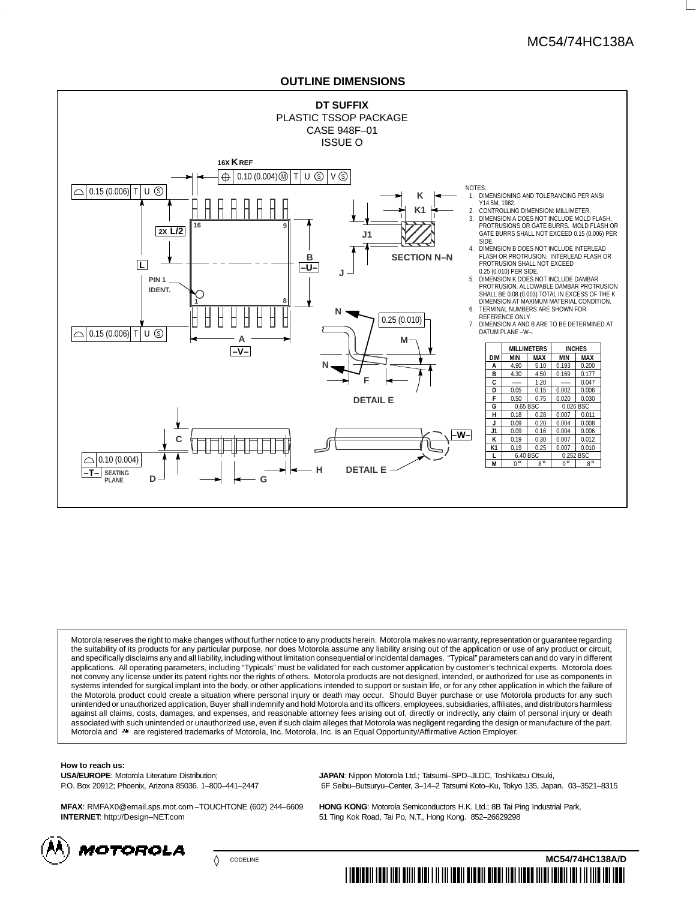## OUTLINE DIMENSIONS

**DT SUFFIX**
PLASTIC TSSOP PACKAGE
CASE 948F–01
ISSUE O

NOTES:
1. DIMENSIONING AND TOLERANCING PER ANSI Y14.5M, 1982.
2. CONTROLLING DIMENSION: MILLIMETER.
3. DIMENSION A DOES NOT INCLUDE MOLD FLASH. PROTRUSIONS OR GATE BURRS. MOLD FLASH OR GATE BURRS SHALL NOT EXCEED 0.15 (0.006) PER SIDE.
4. DIMENSION B DOES NOT INCLUDE INTERLEAD FLASH OR PROTRUSION. INTERLEAD FLASH OR PROTRUSION SHALL NOT EXCEED 0.25 (0.010) PER SIDE.
5. DIMENSION K DOES NOT INCLUDE DAMBAR PROTRUSION. ALLOWABLE DAMBAR PROTRUSION SHALL BE 0.08 (0.003) TOTAL IN EXCESS OF THE K DIMENSION AT MAXIMUM MATERIAL CONDITION.
6. TERMINAL NUMBERS ARE SHOWN FOR REFERENCE ONLY.
7. DIMENSION A AND B ARE TO BE DETERMINED AT DATUM PLANE –W–.

| | MILLIMETERS | | INCHES | |
|---|---|---|---|---|
| DIM | MIN | MAX | MIN | MAX |
| A | 4.90 | 5.10 | 0.193 | 0.200 |
| B | 4.30 | 4.50 | 0.169 | 0.177 |
| C | --- | 1.20 | --- | 0.047 |
| D | 0.05 | 0.15 | 0.002 | 0.006 |
| F | 0.50 | 0.75 | 0.020 | 0.030 |
| G | 0.65 BSC | | 0.026 BSC | |
| H | 0.18 | 0.28 | 0.007 | 0.011 |
| J | 0.09 | 0.20 | 0.004 | 0.008 |
| J1 | 0.09 | 0.16 | 0.004 | 0.006 |
| K | 0.19 | 0.30 | 0.007 | 0.012 |
| K1 | 0.19 | 0.25 | 0.007 | 0.010 |
| L | 6.40 BSC | | 0.252 BSC | |
| M | 0° | 8° | 0° | 8° |

Motorola reserves the right to make changes without further notice to any products herein. Motorola makes no warranty, representation or guarantee regarding the suitability of its products for any particular purpose, nor does Motorola assume any liability arising out of the application or use of any product or circuit, and specifically disclaims any and all liability, including without limitation consequential or incidental damages. "Typical" parameters can and do vary in different applications. All operating parameters, including "Typicals" must be validated for each customer application by customer's technical experts. Motorola does not convey any license under its patent rights nor the rights of others. Motorola products are not designed, intended, or authorized for use as components in systems intended for surgical implant into the body, or other applications intended to support or sustain life, or for any other application in which the failure of the Motorola product could create a situation where personal injury or death may occur. Should Buyer purchase or use Motorola products for any such unintended or unauthorized application, Buyer shall indemnify and hold Motorola and its officers, employees, subsidiaries, affiliates, and distributors harmless against all claims, costs, damages, and expenses, and reasonable attorney fees arising out of, directly or indirectly, any claim of personal injury or death associated with such unintended or unauthorized use, even if such claim alleges that Motorola was negligent regarding the design or manufacture of the part. Motorola and Ⓜ are registered trademarks of Motorola, Inc. Motorola, Inc. is an Equal Opportunity/Affirmative Action Employer.

**How to reach us:**

**USA/EUROPE**: Motorola Literature Distribution;
P.O. Box 20912; Phoenix, Arizona 85036. 1–800–441–2447

**MFAX**: RMFAX0@email.sps.mot.com –TOUCHTONE (602) 244–6609
**INTERNET**: http://Design–NET.com

**JAPAN**: Nippon Motorola Ltd.; Tatsumi–SPD–JLDC, Toshikatsu Otsuki,
6F Seibu–Butsuryu–Center, 3–14–2 Tatsumi Koto–Ku, Tokyo 135, Japan. 03–3521–8315

**HONG KONG**: Motorola Semiconductors H.K. Ltd.; 8B Tai Ping Industrial Park,
51 Ting Kok Road, Tai Po, N.T., Hong Kong. 852–26629298

CODELINE

**MC54/74HC138A/D**